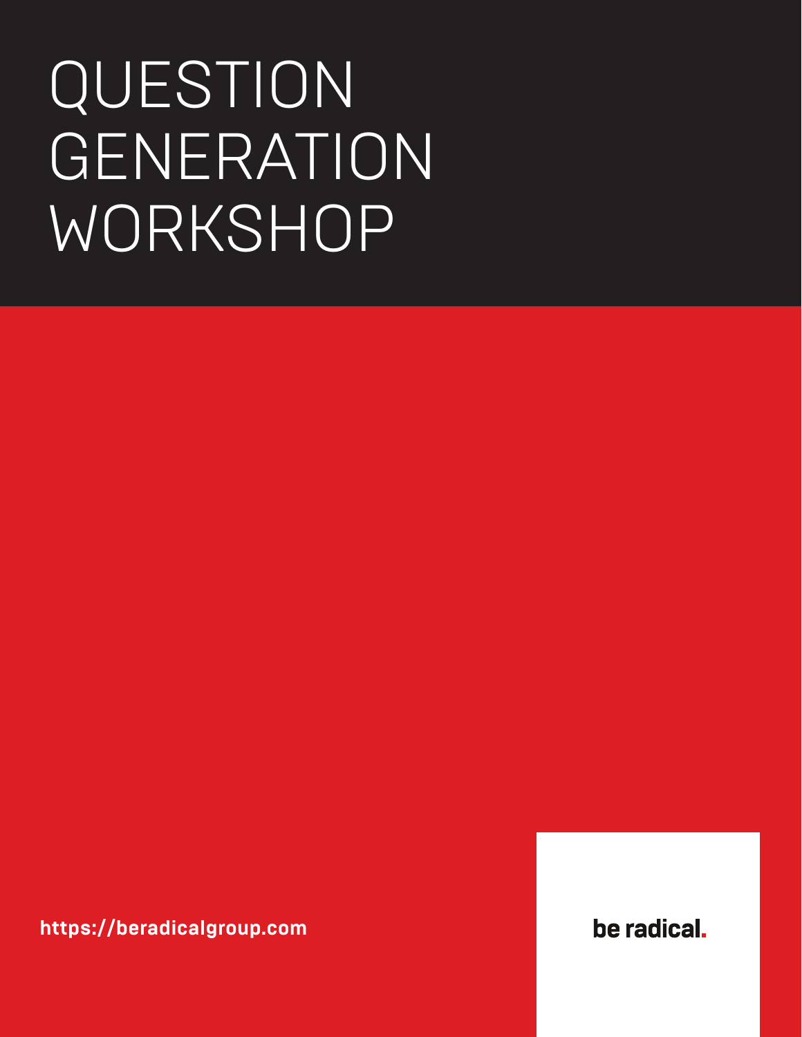# QUESTION GENERATION WORKSHOP

https://beradicalgroup.com

be radical.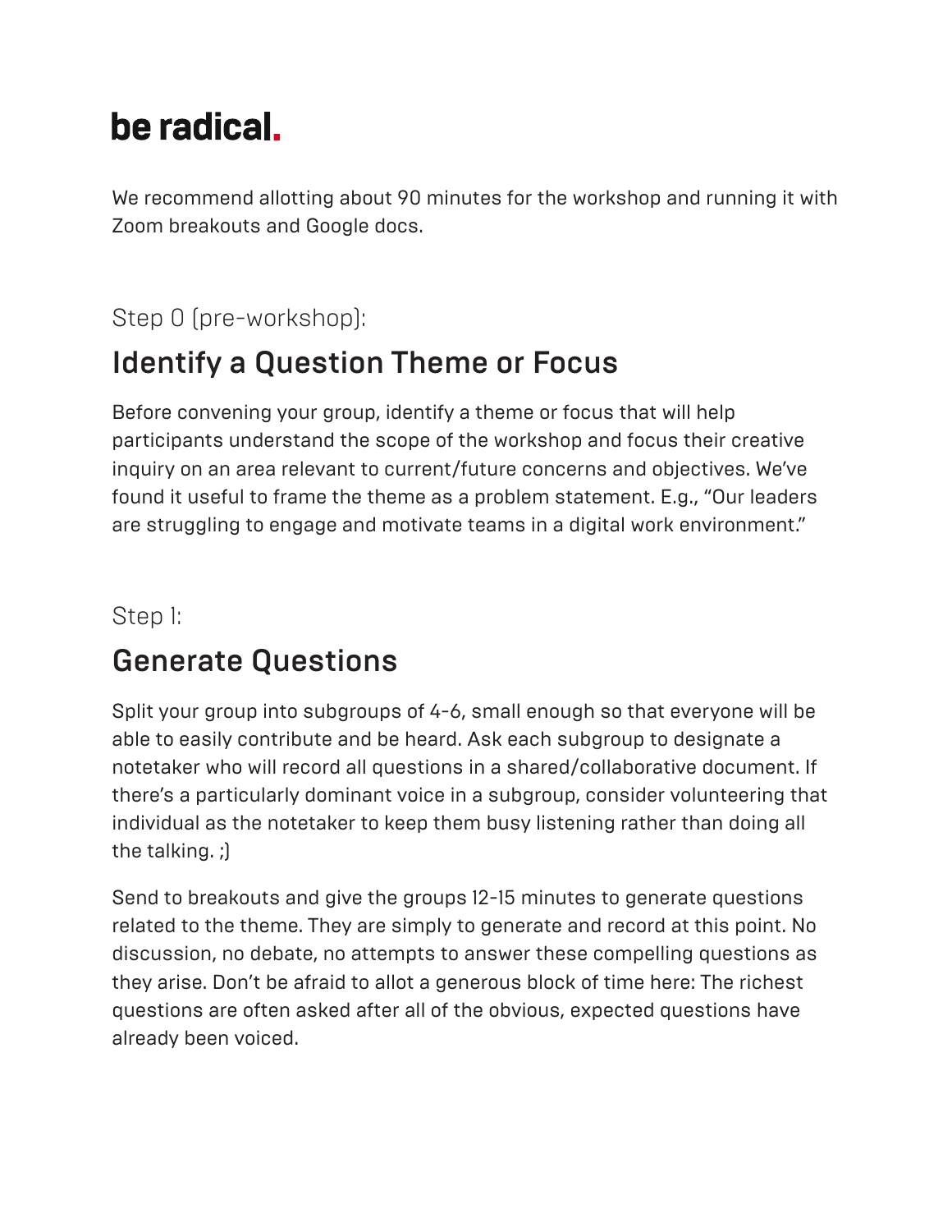# be radical.

We recommend allotting about 90 minutes for the workshop and running it with Zoom breakouts and Google docs.

Step 0 (pre-workshop):

## Identify a Question Theme or Focus

Before convening your group, identify a theme or focus that will help participants understand the scope of the workshop and focus their creative inquiry on an area relevant to current/future concerns and objectives. We've found it useful to frame the theme as a problem statement. E.g., "Our leaders are struggling to engage and motivate teams in a digital work environment."

Step 1:

## Generate Questions

Split your group into subgroups of 4-6, small enough so that everyone will be able to easily contribute and be heard. Ask each subgroup to designate a notetaker who will record all questions in a shared/collaborative document. If there's a particularly dominant voice in a subgroup, consider volunteering that individual as the notetaker to keep them busy listening rather than doing all the talking. ;)

Send to breakouts and give the groups 12-15 minutes to generate questions related to the theme. They are simply to generate and record at this point. No discussion, no debate, no attempts to answer these compelling questions as they arise. Don't be afraid to allot a generous block of time here: The richest questions are often asked after all of the obvious, expected questions have already been voiced.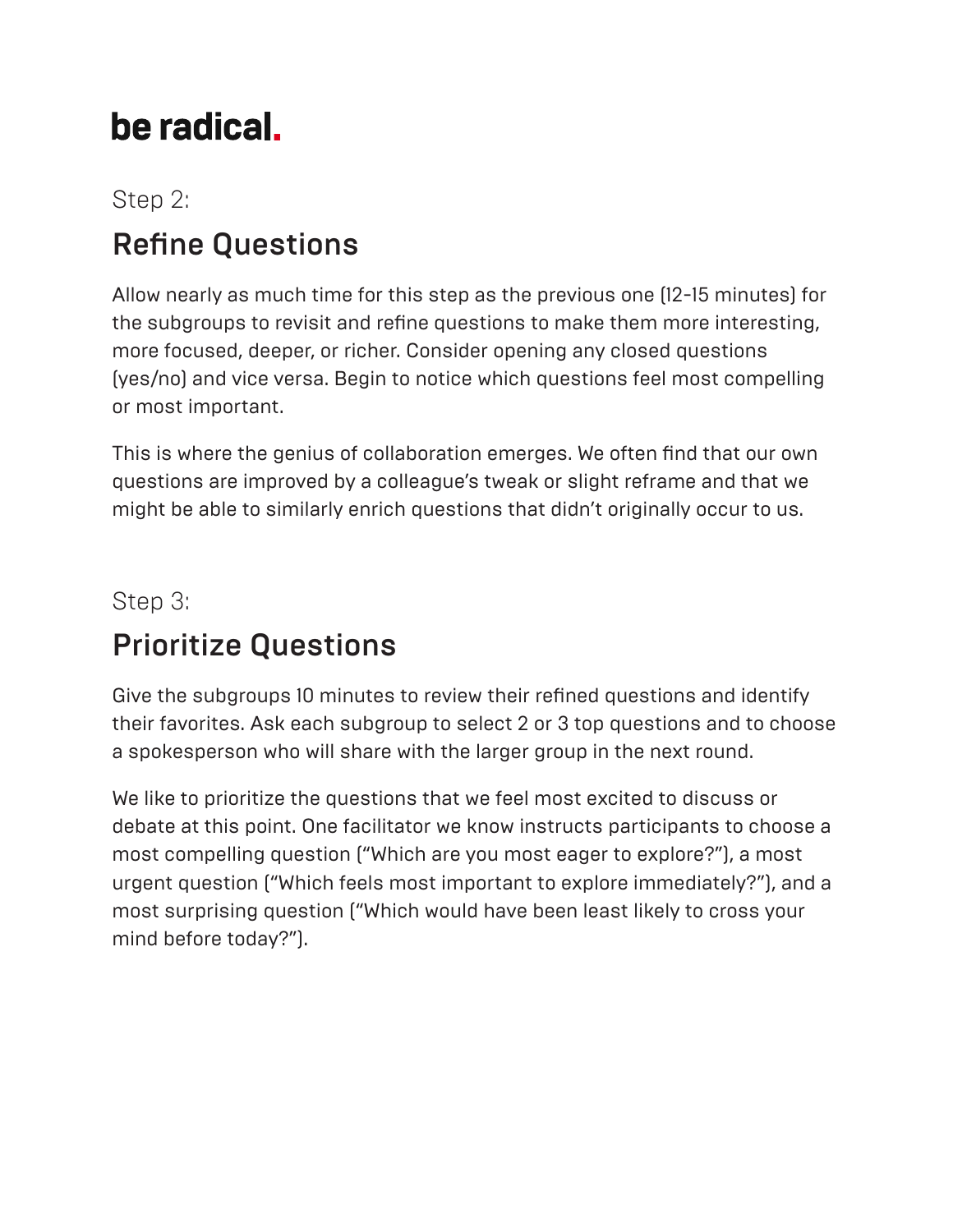# be radical.

Step 2:

## Refine Questions

Allow nearly as much time for this step as the previous one (12-15 minutes) for the subgroups to revisit and refine questions to make them more interesting, more focused, deeper, or richer. Consider opening any closed questions (yes/no) and vice versa. Begin to notice which questions feel most compelling or most important.

This is where the genius of collaboration emerges. We often find that our own questions are improved by a colleague's tweak or slight reframe and that we might be able to similarly enrich questions that didn't originally occur to us.

Step 3:

## Prioritize Questions

Give the subgroups 10 minutes to review their refined questions and identify their favorites. Ask each subgroup to select 2 or 3 top questions and to choose a spokesperson who will share with the larger group in the next round.

We like to prioritize the questions that we feel most excited to discuss or debate at this point. One facilitator we know instructs participants to choose a most compelling question ("Which are you most eager to explore?"), a most urgent question ("Which feels most important to explore immediately?"), and a most surprising question ("Which would have been least likely to cross your mind before today?").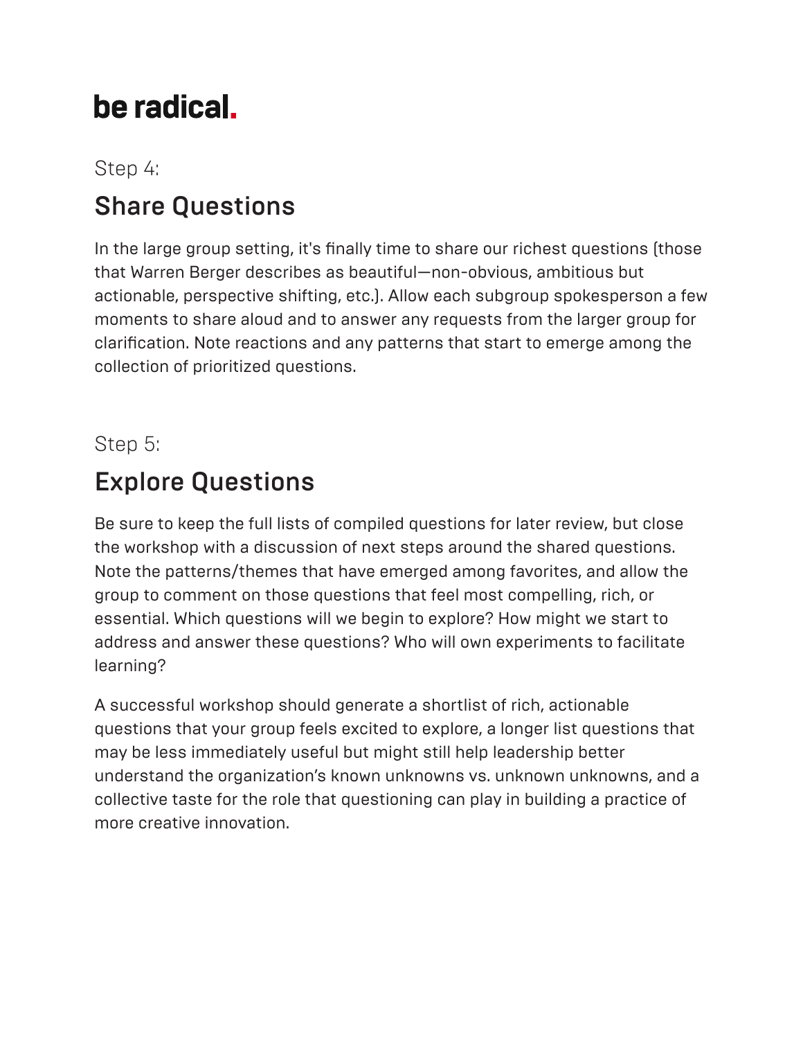Step 4:

## Share Questions

In the large group setting, it's finally time to share our richest questions (those that Warren Berger describes as beautiful—non-obvious, ambitious but actionable, perspective shifting, etc.). Allow each subgroup spokesperson a few moments to share aloud and to answer any requests from the larger group for clarification. Note reactions and any patterns that start to emerge among the collection of prioritized questions.

Step 5:

## Explore Questions

Be sure to keep the full lists of compiled questions for later review, but close the workshop with a discussion of next steps around the shared questions. Note the patterns/themes that have emerged among favorites, and allow the group to comment on those questions that feel most compelling, rich, or essential. Which questions will we begin to explore? How might we start to address and answer these questions? Who will own experiments to facilitate learning?

A successful workshop should generate a shortlist of rich, actionable questions that your group feels excited to explore, a longer list questions that may be less immediately useful but might still help leadership better understand the organization's known unknowns vs. unknown unknowns, and a collective taste for the role that questioning can play in building a practice of more creative innovation.